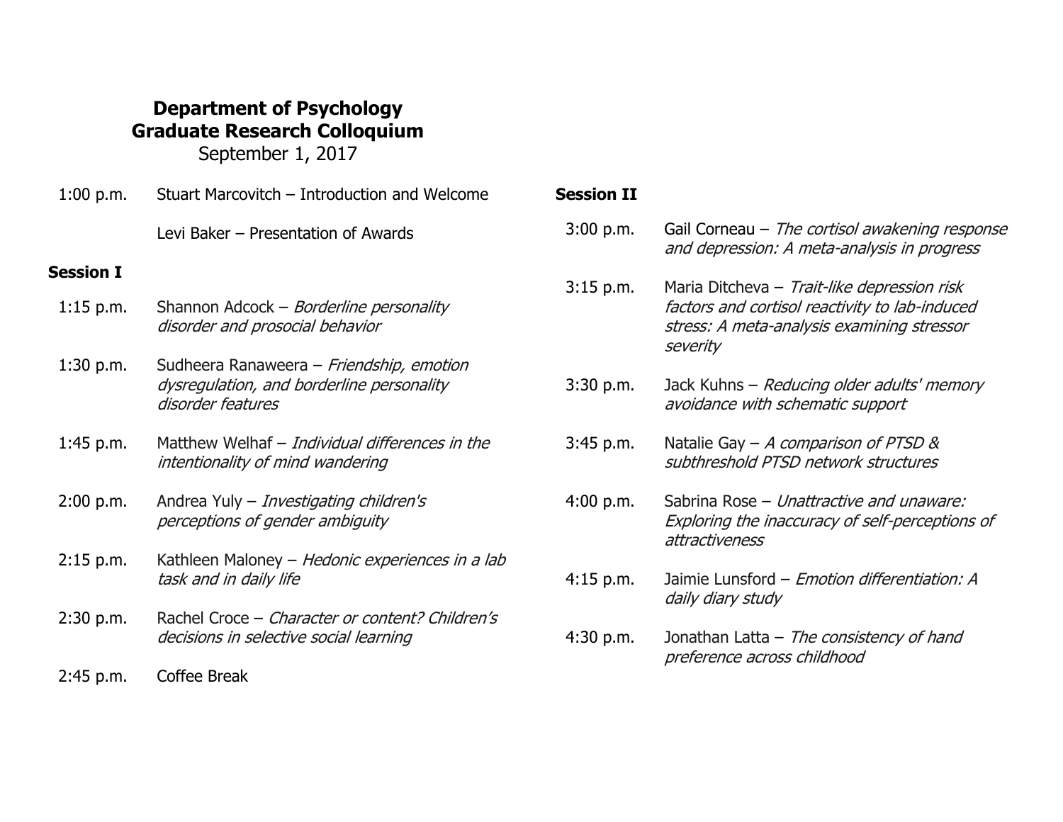# Department of Psychology
# Graduate Research Colloquium

September 1, 2017

1:00 p.m. Stuart Marcovitch – Introduction and Welcome

Levi Baker – Presentation of Awards

## Session I

1:15 p.m. Shannon Adcock – *Borderline personality disorder and prosocial behavior*

1:30 p.m. Sudheera Ranaweera – *Friendship, emotion dysregulation, and borderline personality disorder features*

1:45 p.m. Matthew Welhaf – *Individual differences in the intentionality of mind wandering*

2:00 p.m. Andrea Yuly – *Investigating children's perceptions of gender ambiguity*

2:15 p.m. Kathleen Maloney – *Hedonic experiences in a lab task and in daily life*

2:30 p.m. Rachel Croce – *Character or content? Children's decisions in selective social learning*

2:45 p.m. Coffee Break

## Session II

3:00 p.m. Gail Corneau – *The cortisol awakening response and depression: A meta-analysis in progress*

3:15 p.m. Maria Ditcheva – *Trait-like depression risk factors and cortisol reactivity to lab-induced stress: A meta-analysis examining stressor severity*

3:30 p.m. Jack Kuhns – *Reducing older adults' memory avoidance with schematic support*

3:45 p.m. Natalie Gay – *A comparison of PTSD & subthreshold PTSD network structures*

4:00 p.m. Sabrina Rose – *Unattractive and unaware: Exploring the inaccuracy of self-perceptions of attractiveness*

4:15 p.m. Jaimie Lunsford – *Emotion differentiation: A daily diary study*

4:30 p.m. Jonathan Latta – *The consistency of hand preference across childhood*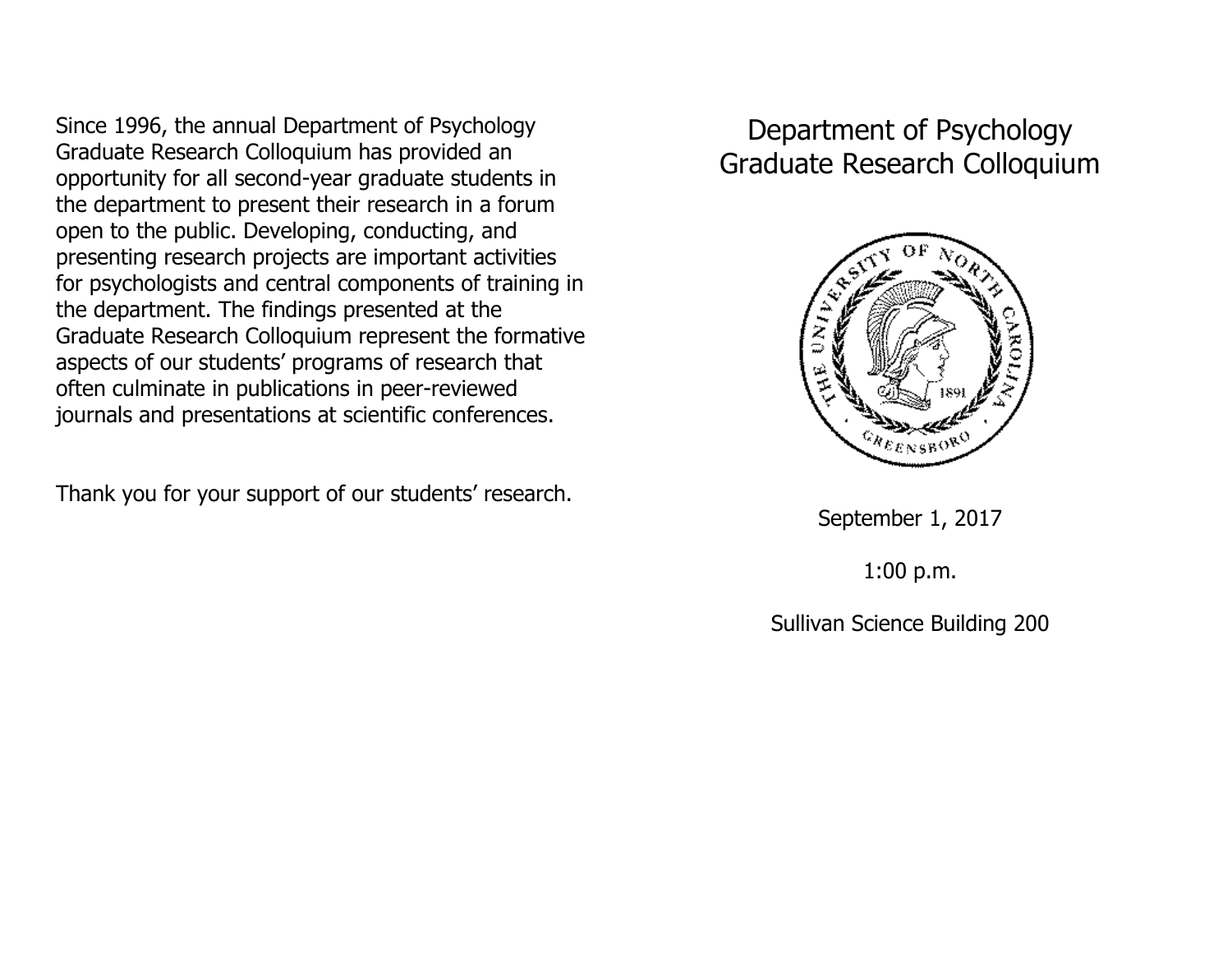Since 1996, the annual Department of Psychology Graduate Research Colloquium has provided an opportunity for all second-year graduate students in the department to present their research in a forum open to the public. Developing, conducting, and presenting research projects are important activities for psychologists and central components of training in the department. The findings presented at the Graduate Research Colloquium represent the formative aspects of our students' programs of research that often culminate in publications in peer-reviewed journals and presentations at scientific conferences.

Thank you for your support of our students' research.

# Department of Psychology Graduate Research Colloquium

September 1, 2017

1:00 p.m.

Sullivan Science Building 200